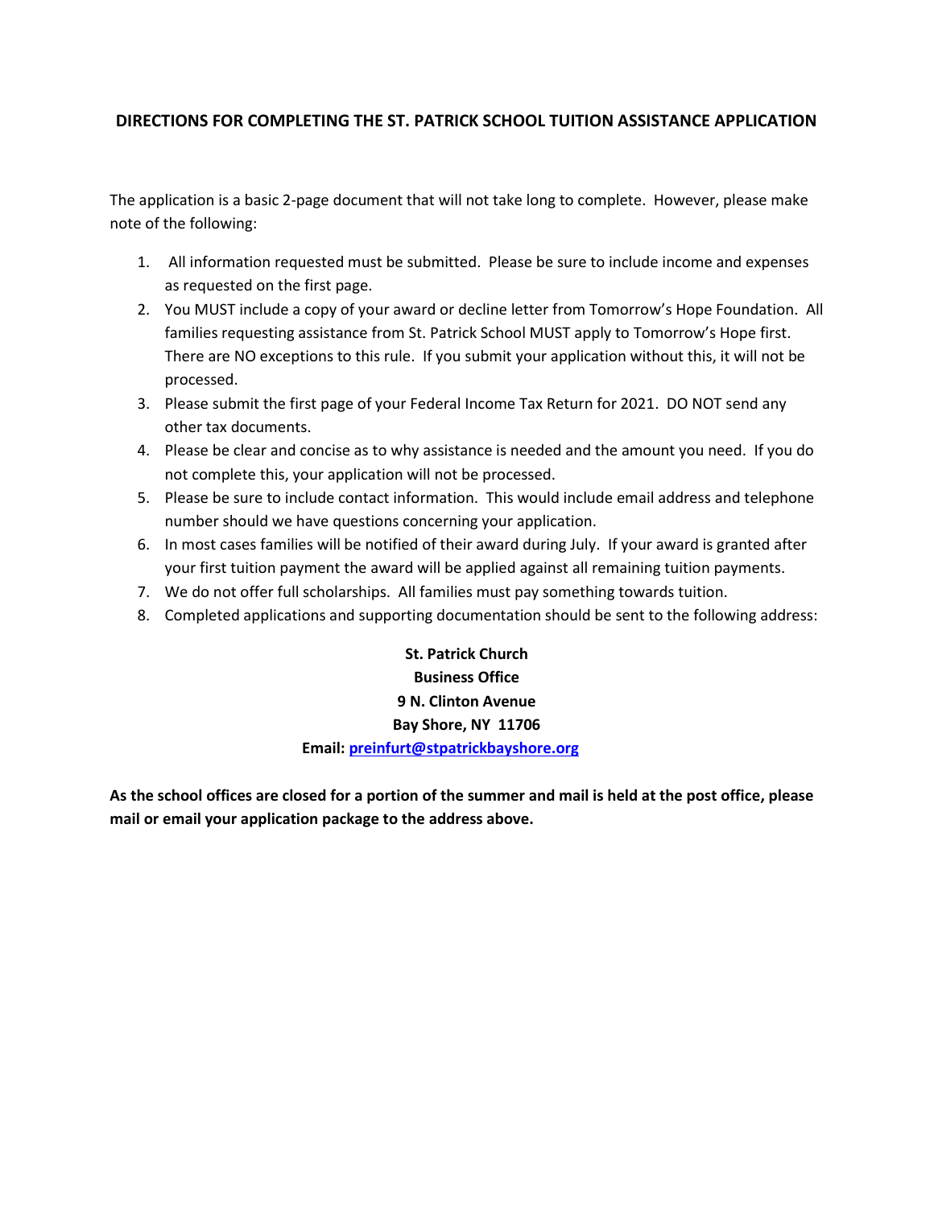# DIRECTIONS FOR COMPLETING THE ST. PATRICK SCHOOL TUITION ASSISTANCE APPLICATION

The application is a basic 2-page document that will not take long to complete. However, please make note of the following:

1. All information requested must be submitted. Please be sure to include income and expenses as requested on the first page.
2. You MUST include a copy of your award or decline letter from Tomorrow's Hope Foundation. All families requesting assistance from St. Patrick School MUST apply to Tomorrow's Hope first. There are NO exceptions to this rule. If you submit your application without this, it will not be processed.
3. Please submit the first page of your Federal Income Tax Return for 2021. DO NOT send any other tax documents.
4. Please be clear and concise as to why assistance is needed and the amount you need. If you do not complete this, your application will not be processed.
5. Please be sure to include contact information. This would include email address and telephone number should we have questions concerning your application.
6. In most cases families will be notified of their award during July. If your award is granted after your first tuition payment the award will be applied against all remaining tuition payments.
7. We do not offer full scholarships. All families must pay something towards tuition.
8. Completed applications and supporting documentation should be sent to the following address:

**St. Patrick Church**
**Business Office**
**9 N. Clinton Avenue**
**Bay Shore, NY 11706**
**Email: preinfurt@stpatrickbayshore.org**

**As the school offices are closed for a portion of the summer and mail is held at the post office, please mail or email your application package to the address above.**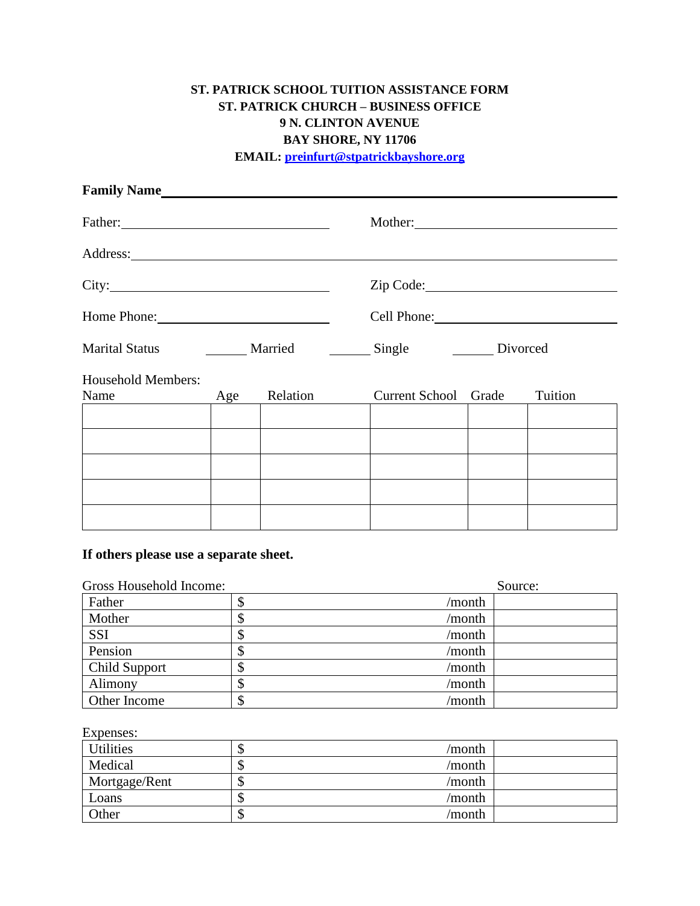**ST. PATRICK SCHOOL TUITION ASSISTANCE FORM**
**ST. PATRICK CHURCH – BUSINESS OFFICE**
**9 N. CLINTON AVENUE**
**BAY SHORE, NY 11706**
**EMAIL: preinfurt@stpatrickbayshore.org**

**Family Name**\_\_\_\_\_\_\_\_\_\_\_\_\_\_\_\_\_\_\_\_\_\_\_\_\_\_\_\_\_\_\_\_\_\_\_\_\_\_\_\_\_\_\_\_\_\_\_\_

Father:\_\_\_\_\_\_\_\_\_\_\_\_\_\_\_\_\_\_\_\_\_\_\_\_ Mother:\_\_\_\_\_\_\_\_\_\_\_\_\_\_\_\_\_\_\_\_\_\_\_\_

Address:\_\_\_\_\_\_\_\_\_\_\_\_\_\_\_\_\_\_\_\_\_\_\_\_\_\_\_\_\_\_\_\_\_\_\_\_\_\_\_\_\_\_\_\_\_\_\_\_

City:\_\_\_\_\_\_\_\_\_\_\_\_\_\_\_\_\_\_\_\_\_\_\_\_ Zip Code:\_\_\_\_\_\_\_\_\_\_\_\_\_\_\_\_\_\_\_\_\_\_\_\_

Home Phone:\_\_\_\_\_\_\_\_\_\_\_\_\_\_\_\_\_\_\_\_\_\_\_\_ Cell Phone:\_\_\_\_\_\_\_\_\_\_\_\_\_\_\_\_\_\_\_\_\_\_\_\_

Marital Status \_\_\_\_\_\_ Married \_\_\_\_\_\_ Single \_\_\_\_\_\_ Divorced

Household Members:

| Name | Age | Relation | Current School | Grade | Tuition |
|---|---|---|---|---|---|
| | | | | | |
| | | | | | |
| | | | | | |
| | | | | | |
| | | | | | |

**If others please use a separate sheet.**

Gross Household Income:

| | | Source: |
|---|---|---|
| Father | $ /month | |
| Mother | $ /month | |
| SSI | $ /month | |
| Pension | $ /month | |
| Child Support | $ /month | |
| Alimony | $ /month | |
| Other Income | $ /month | |

Expenses:

| | | |
|---|---|---|
| Utilities | $ /month | |
| Medical | $ /month | |
| Mortgage/Rent | $ /month | |
| Loans | $ /month | |
| Other | $ /month | |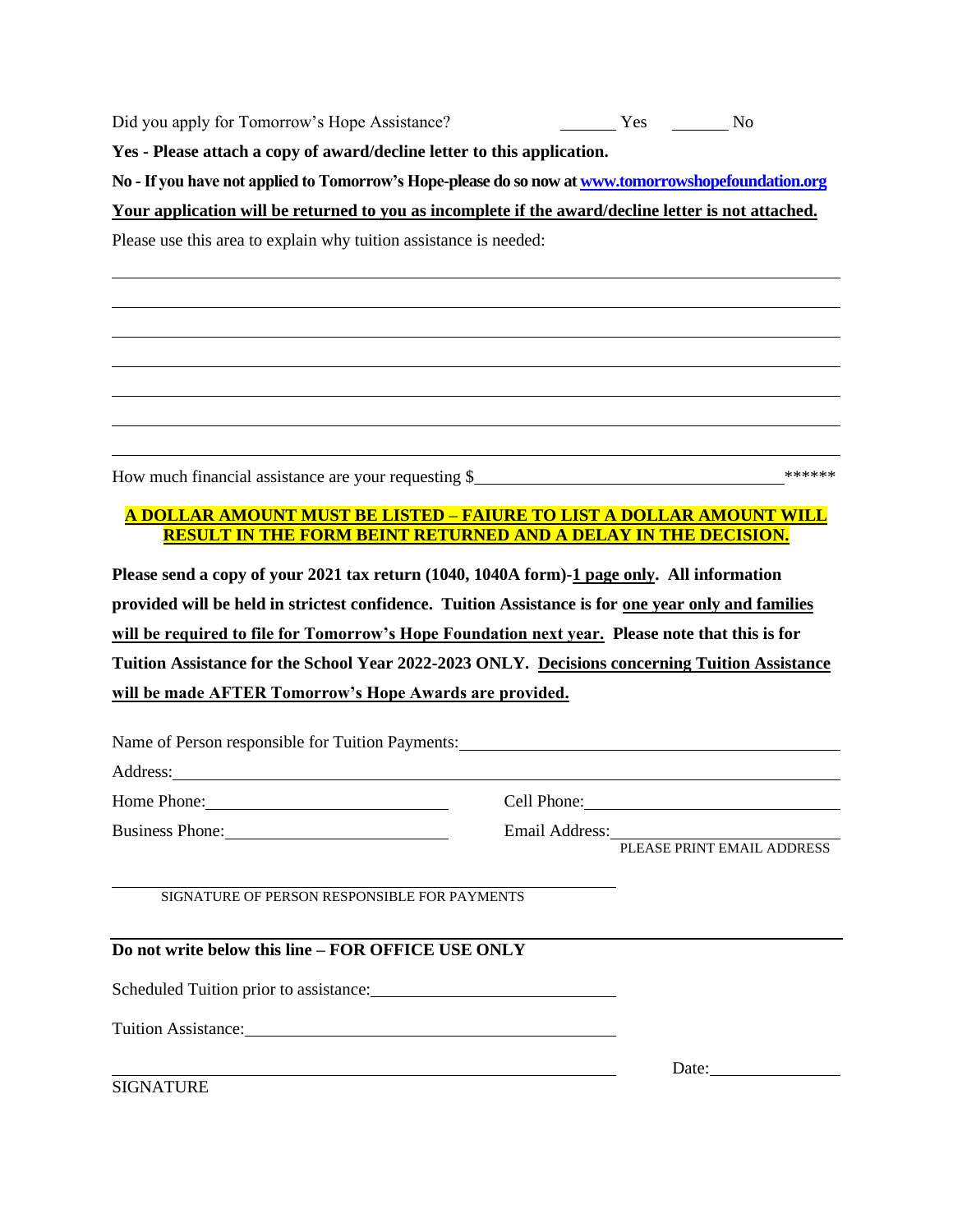Did you apply for Tomorrow's Hope Assistance? _______ Yes _______ No

**Yes - Please attach a copy of award/decline letter to this application.**

**No - If you have not applied to Tomorrow's Hope-please do so now at [www.tomorrowshopefoundation.org](http://www.tomorrowshopefoundation.org)**

**<u>Your application will be returned to you as incomplete if the award/decline letter is not attached.</u>**

Please use this area to explain why tuition assistance is needed:

______________________________________________________________________________

______________________________________________________________________________

______________________________________________________________________________

______________________________________________________________________________

______________________________________________________________________________

______________________________________________________________________________

______________________________________________________________________________

How much financial assistance are your requesting $_________________________________******

**<u>A DOLLAR AMOUNT MUST BE LISTED – FAIURE TO LIST A DOLLAR AMOUNT WILL RESULT IN THE FORM BEINT RETURNED AND A DELAY IN THE DECISION.</u>**

**Please send a copy of your 2021 tax return (1040, 1040A form)-<u>1 page only</u>. All information provided will be held in strictest confidence. Tuition Assistance is for <u>one year only and families will be required to file for Tomorrow's Hope Foundation next year.</u> Please note that this is for Tuition Assistance for the School Year 2022-2023 ONLY. <u>Decisions concerning Tuition Assistance will be made AFTER Tomorrow's Hope Awards are provided.</u>**

Name of Person responsible for Tuition Payments: _________________________________

Address: _________________________________

Home Phone: ____________________ Cell Phone: ____________________

Business Phone: ____________________ Email Address: ____________________
PLEASE PRINT EMAIL ADDRESS

_________________________________
SIGNATURE OF PERSON RESPONSIBLE FOR PAYMENTS

**Do not write below this line – FOR OFFICE USE ONLY**

Scheduled Tuition prior to assistance: ____________________

Tuition Assistance: ____________________

_________________________________ Date: ____________
SIGNATURE